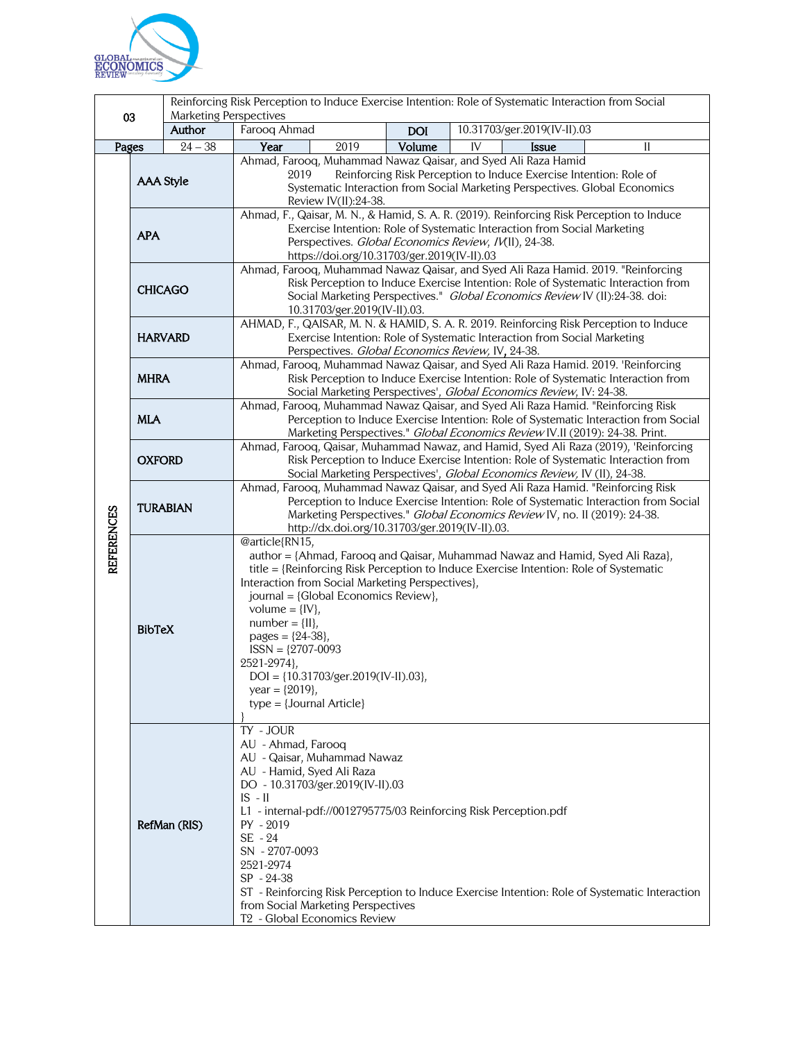| 03 | Reinforcing Risk Perception to Induce Exercise Intention: Role of Systematic Interaction from Social Marketing Perspectives | | | | | |
|---|---|---|---|---|---|---|
| | Author | Farooq Ahmad | DOI | 10.31703/ger.2019(IV-II).03 | | |
| Pages | 24 – 38 | Year | 2019 | Volume | IV | Issue: II |

**REFERENCES**

| Style | Reference |
|---|---|
| AAA Style | Ahmad, Farooq, Muhammad Nawaz Qaisar, and Syed Ali Raza Hamid 2019 Reinforcing Risk Perception to Induce Exercise Intention: Role of Systematic Interaction from Social Marketing Perspectives. Global Economics Review IV(II):24-38. |
| APA | Ahmad, F., Qaisar, M. N., & Hamid, S. A. R. (2019). Reinforcing Risk Perception to Induce Exercise Intention: Role of Systematic Interaction from Social Marketing Perspectives. *Global Economics Review, IV*(II), 24-38. https://doi.org/10.31703/ger.2019(IV-II).03 |
| CHICAGO | Ahmad, Farooq, Muhammad Nawaz Qaisar, and Syed Ali Raza Hamid. 2019. "Reinforcing Risk Perception to Induce Exercise Intention: Role of Systematic Interaction from Social Marketing Perspectives." *Global Economics Review* IV (II):24-38. doi: 10.31703/ger.2019(IV-II).03. |
| HARVARD | AHMAD, F., QAISAR, M. N. & HAMID, S. A. R. 2019. Reinforcing Risk Perception to Induce Exercise Intention: Role of Systematic Interaction from Social Marketing Perspectives. *Global Economics Review,* IV, 24-38. |
| MHRA | Ahmad, Farooq, Muhammad Nawaz Qaisar, and Syed Ali Raza Hamid. 2019. 'Reinforcing Risk Perception to Induce Exercise Intention: Role of Systematic Interaction from Social Marketing Perspectives', *Global Economics Review*, IV: 24-38. |
| MLA | Ahmad, Farooq, Muhammad Nawaz Qaisar, and Syed Ali Raza Hamid. "Reinforcing Risk Perception to Induce Exercise Intention: Role of Systematic Interaction from Social Marketing Perspectives." *Global Economics Review* IV.II (2019): 24-38. Print. |
| OXFORD | Ahmad, Farooq, Qaisar, Muhammad Nawaz, and Hamid, Syed Ali Raza (2019), 'Reinforcing Risk Perception to Induce Exercise Intention: Role of Systematic Interaction from Social Marketing Perspectives', *Global Economics Review,* IV (II), 24-38. |
| TURABIAN | Ahmad, Farooq, Muhammad Nawaz Qaisar, and Syed Ali Raza Hamid. "Reinforcing Risk Perception to Induce Exercise Intention: Role of Systematic Interaction from Social Marketing Perspectives." *Global Economics Review* IV, no. II (2019): 24-38. http://dx.doi.org/10.31703/ger.2019(IV-II).03. |

**BibTeX**

```
@article{RN15,
  author = {Ahmad, Farooq and Qaisar, Muhammad Nawaz and Hamid, Syed Ali Raza},
  title = {Reinforcing Risk Perception to Induce Exercise Intention: Role of Systematic
Interaction from Social Marketing Perspectives},
  journal = {Global Economics Review},
  volume = {IV},
  number = {II},
  pages = {24-38},
  ISSN = {2707-0093
2521-2974},
  DOI = {10.31703/ger.2019(IV-II).03},
  year = {2019},
  type = {Journal Article}
}
```

**RefMan (RIS)**

```
TY  - JOUR
AU  - Ahmad, Farooq
AU  - Qaisar, Muhammad Nawaz
AU  - Hamid, Syed Ali Raza
DO  - 10.31703/ger.2019(IV-II).03
IS  - II
L1  - internal-pdf://0012795775/03 Reinforcing Risk Perception.pdf
PY  - 2019
SE  - 24
SN  - 2707-0093
2521-2974
SP  - 24-38
ST  - Reinforcing Risk Perception to Induce Exercise Intention: Role of Systematic Interaction
from Social Marketing Perspectives
T2  - Global Economics Review
```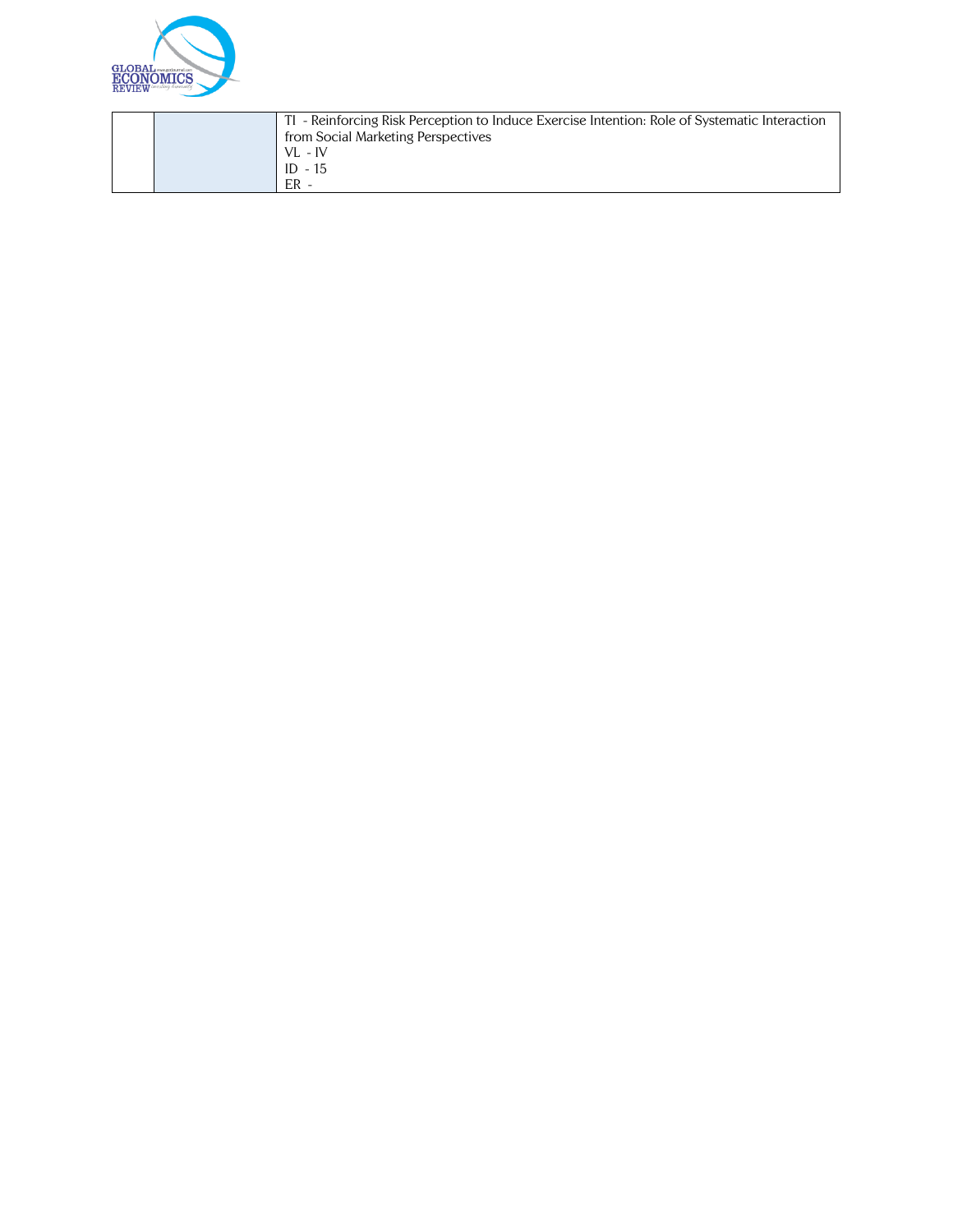| | | |
|---|---|---|
| | | TI - Reinforcing Risk Perception to Induce Exercise Intention: Role of Systematic Interaction from Social Marketing Perspectives<br>VL - IV<br>ID - 15<br>ER - |